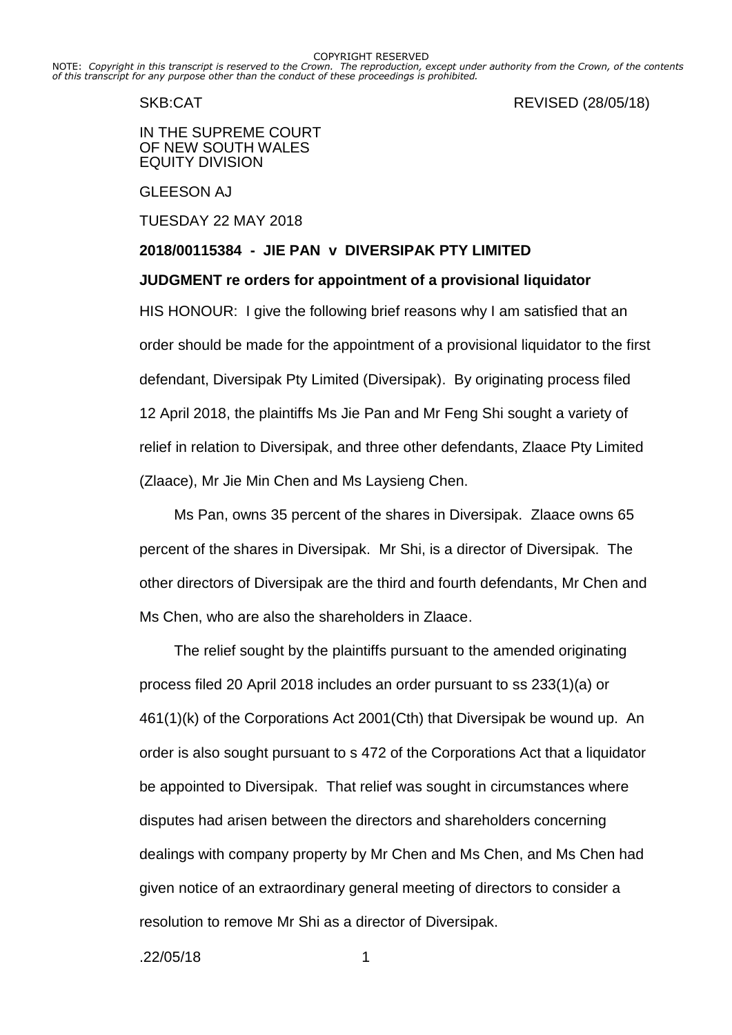COPYRIGHT RESERVED

NOTE: *Copyright in this transcript is reserved to the Crown. The reproduction, except under authority from the Crown, of the contents of this transcript for any purpose other than the conduct of these proceedings is prohibited.*

SKB:CAT REVISED (28/05/18)

IN THE SUPREME COURT
OF NEW SOUTH WALES
EQUITY DIVISION

GLEESON AJ

TUESDAY 22 MAY 2018

**2018/00115384 - JIE PAN v DIVERSIPAK PTY LIMITED**

**JUDGMENT re orders for appointment of a provisional liquidator**

HIS HONOUR: I give the following brief reasons why I am satisfied that an order should be made for the appointment of a provisional liquidator to the first defendant, Diversipak Pty Limited (Diversipak). By originating process filed 12 April 2018, the plaintiffs Ms Jie Pan and Mr Feng Shi sought a variety of relief in relation to Diversipak, and three other defendants, Zlaace Pty Limited (Zlaace), Mr Jie Min Chen and Ms Laysieng Chen.

Ms Pan, owns 35 percent of the shares in Diversipak. Zlaace owns 65 percent of the shares in Diversipak. Mr Shi, is a director of Diversipak. The other directors of Diversipak are the third and fourth defendants, Mr Chen and Ms Chen, who are also the shareholders in Zlaace.

The relief sought by the plaintiffs pursuant to the amended originating process filed 20 April 2018 includes an order pursuant to ss 233(1)(a) or 461(1)(k) of the Corporations Act 2001(Cth) that Diversipak be wound up. An order is also sought pursuant to s 472 of the Corporations Act that a liquidator be appointed to Diversipak. That relief was sought in circumstances where disputes had arisen between the directors and shareholders concerning dealings with company property by Mr Chen and Ms Chen, and Ms Chen had given notice of an extraordinary general meeting of directors to consider a resolution to remove Mr Shi as a director of Diversipak.

.22/05/18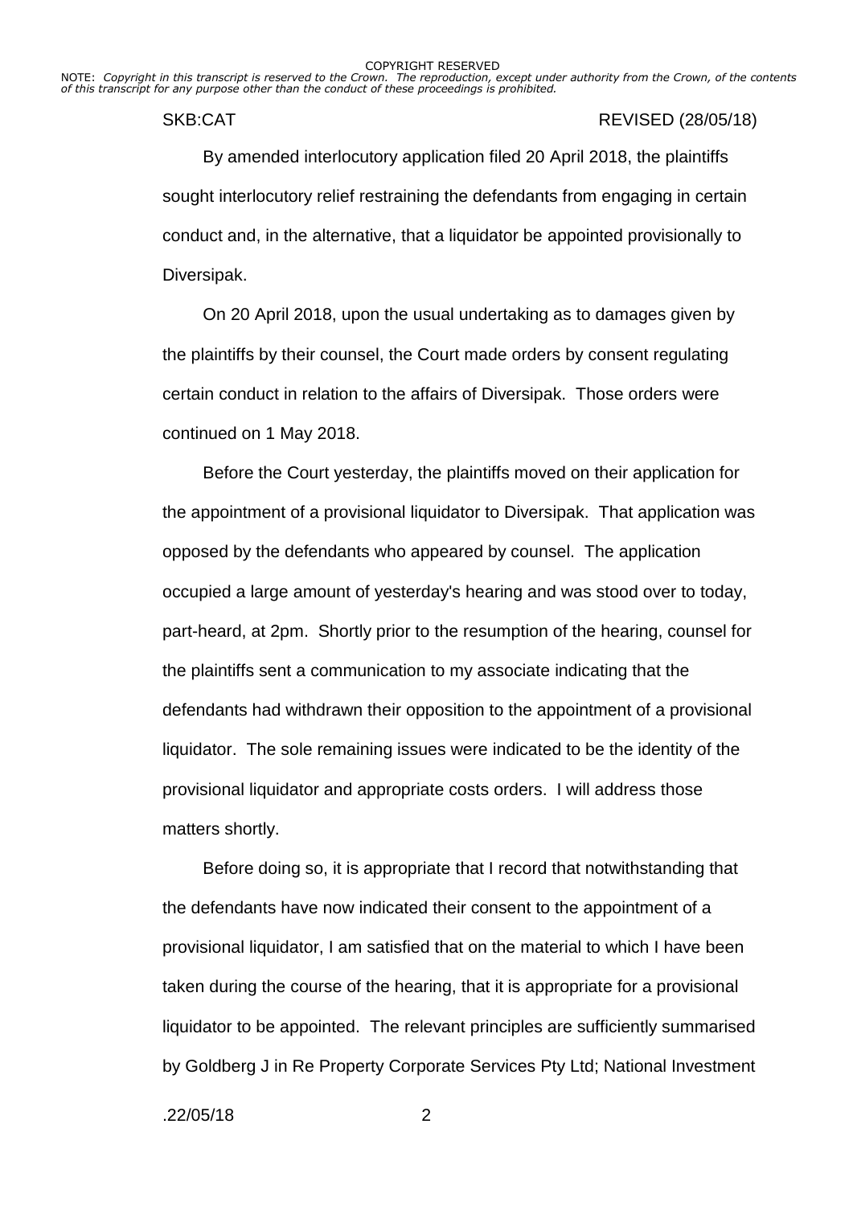By amended interlocutory application filed 20 April 2018, the plaintiffs sought interlocutory relief restraining the defendants from engaging in certain conduct and, in the alternative, that a liquidator be appointed provisionally to Diversipak.

On 20 April 2018, upon the usual undertaking as to damages given by the plaintiffs by their counsel, the Court made orders by consent regulating certain conduct in relation to the affairs of Diversipak. Those orders were continued on 1 May 2018.

Before the Court yesterday, the plaintiffs moved on their application for the appointment of a provisional liquidator to Diversipak. That application was opposed by the defendants who appeared by counsel. The application occupied a large amount of yesterday's hearing and was stood over to today, part-heard, at 2pm. Shortly prior to the resumption of the hearing, counsel for the plaintiffs sent a communication to my associate indicating that the defendants had withdrawn their opposition to the appointment of a provisional liquidator. The sole remaining issues were indicated to be the identity of the provisional liquidator and appropriate costs orders. I will address those matters shortly.

Before doing so, it is appropriate that I record that notwithstanding that the defendants have now indicated their consent to the appointment of a provisional liquidator, I am satisfied that on the material to which I have been taken during the course of the hearing, that it is appropriate for a provisional liquidator to be appointed. The relevant principles are sufficiently summarised by Goldberg J in Re Property Corporate Services Pty Ltd; National Investment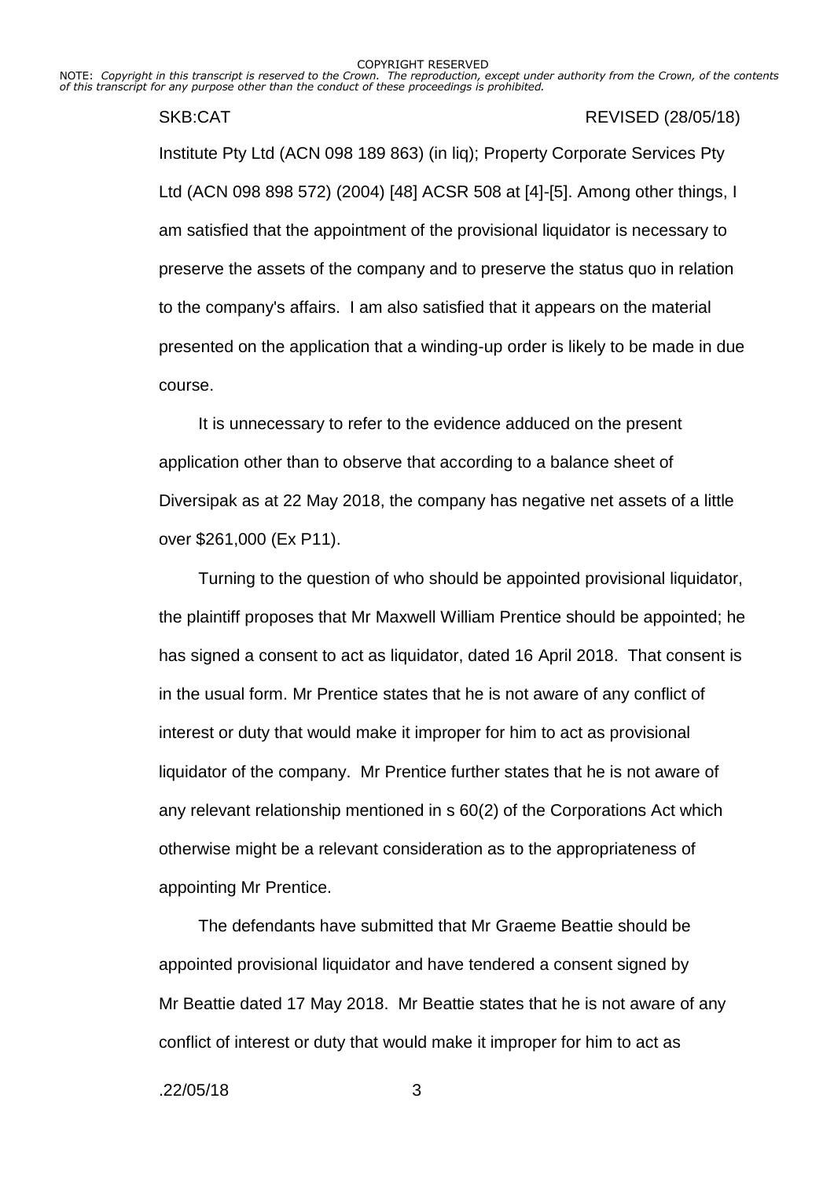Institute Pty Ltd (ACN 098 189 863) (in liq); Property Corporate Services Pty Ltd (ACN 098 898 572) (2004) [48] ACSR 508 at [4]-[5]. Among other things, I am satisfied that the appointment of the provisional liquidator is necessary to preserve the assets of the company and to preserve the status quo in relation to the company's affairs. I am also satisfied that it appears on the material presented on the application that a winding-up order is likely to be made in due course.

It is unnecessary to refer to the evidence adduced on the present application other than to observe that according to a balance sheet of Diversipak as at 22 May 2018, the company has negative net assets of a little over $261,000 (Ex P11).

Turning to the question of who should be appointed provisional liquidator, the plaintiff proposes that Mr Maxwell William Prentice should be appointed; he has signed a consent to act as liquidator, dated 16 April 2018. That consent is in the usual form. Mr Prentice states that he is not aware of any conflict of interest or duty that would make it improper for him to act as provisional liquidator of the company. Mr Prentice further states that he is not aware of any relevant relationship mentioned in s 60(2) of the Corporations Act which otherwise might be a relevant consideration as to the appropriateness of appointing Mr Prentice.

The defendants have submitted that Mr Graeme Beattie should be appointed provisional liquidator and have tendered a consent signed by Mr Beattie dated 17 May 2018. Mr Beattie states that he is not aware of any conflict of interest or duty that would make it improper for him to act as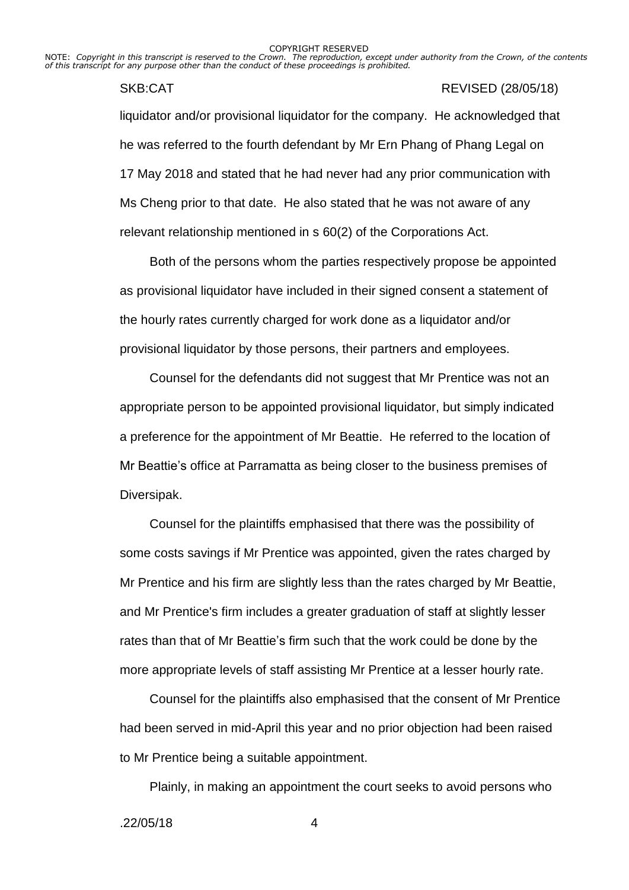liquidator and/or provisional liquidator for the company. He acknowledged that he was referred to the fourth defendant by Mr Ern Phang of Phang Legal on 17 May 2018 and stated that he had never had any prior communication with Ms Cheng prior to that date. He also stated that he was not aware of any relevant relationship mentioned in s 60(2) of the Corporations Act.

Both of the persons whom the parties respectively propose be appointed as provisional liquidator have included in their signed consent a statement of the hourly rates currently charged for work done as a liquidator and/or provisional liquidator by those persons, their partners and employees.

Counsel for the defendants did not suggest that Mr Prentice was not an appropriate person to be appointed provisional liquidator, but simply indicated a preference for the appointment of Mr Beattie. He referred to the location of Mr Beattie's office at Parramatta as being closer to the business premises of Diversipak.

Counsel for the plaintiffs emphasised that there was the possibility of some costs savings if Mr Prentice was appointed, given the rates charged by Mr Prentice and his firm are slightly less than the rates charged by Mr Beattie, and Mr Prentice's firm includes a greater graduation of staff at slightly lesser rates than that of Mr Beattie's firm such that the work could be done by the more appropriate levels of staff assisting Mr Prentice at a lesser hourly rate.

Counsel for the plaintiffs also emphasised that the consent of Mr Prentice had been served in mid-April this year and no prior objection had been raised to Mr Prentice being a suitable appointment.

Plainly, in making an appointment the court seeks to avoid persons who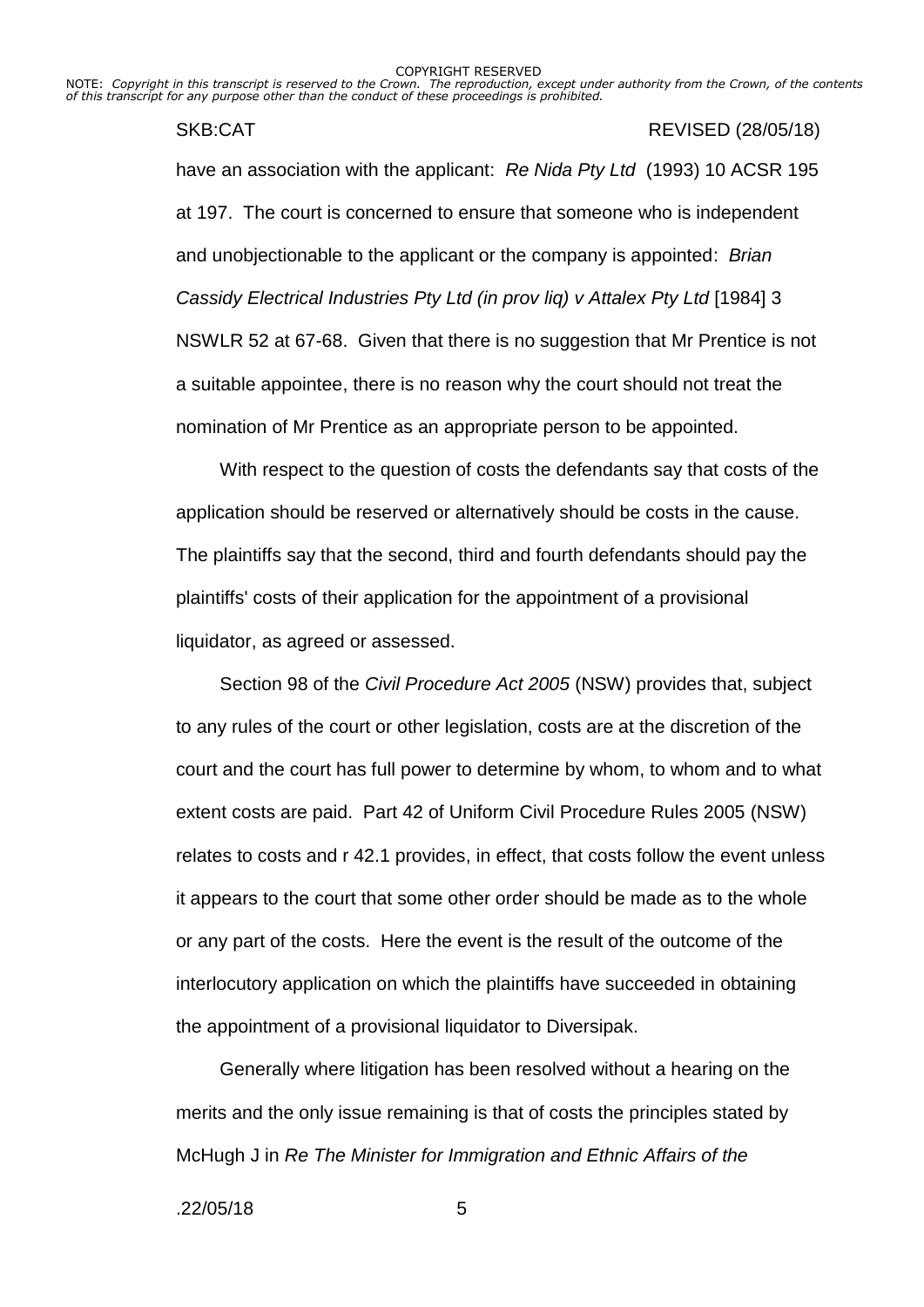have an association with the applicant: *Re Nida Pty Ltd* (1993) 10 ACSR 195 at 197. The court is concerned to ensure that someone who is independent and unobjectionable to the applicant or the company is appointed: *Brian Cassidy Electrical Industries Pty Ltd (in prov liq) v Attalex Pty Ltd* [1984] 3 NSWLR 52 at 67-68. Given that there is no suggestion that Mr Prentice is not a suitable appointee, there is no reason why the court should not treat the nomination of Mr Prentice as an appropriate person to be appointed.

With respect to the question of costs the defendants say that costs of the application should be reserved or alternatively should be costs in the cause. The plaintiffs say that the second, third and fourth defendants should pay the plaintiffs' costs of their application for the appointment of a provisional liquidator, as agreed or assessed.

Section 98 of the *Civil Procedure Act 2005* (NSW) provides that, subject to any rules of the court or other legislation, costs are at the discretion of the court and the court has full power to determine by whom, to whom and to what extent costs are paid. Part 42 of Uniform Civil Procedure Rules 2005 (NSW) relates to costs and r 42.1 provides, in effect, that costs follow the event unless it appears to the court that some other order should be made as to the whole or any part of the costs. Here the event is the result of the outcome of the interlocutory application on which the plaintiffs have succeeded in obtaining the appointment of a provisional liquidator to Diversipak.

Generally where litigation has been resolved without a hearing on the merits and the only issue remaining is that of costs the principles stated by McHugh J in *Re The Minister for Immigration and Ethnic Affairs of the*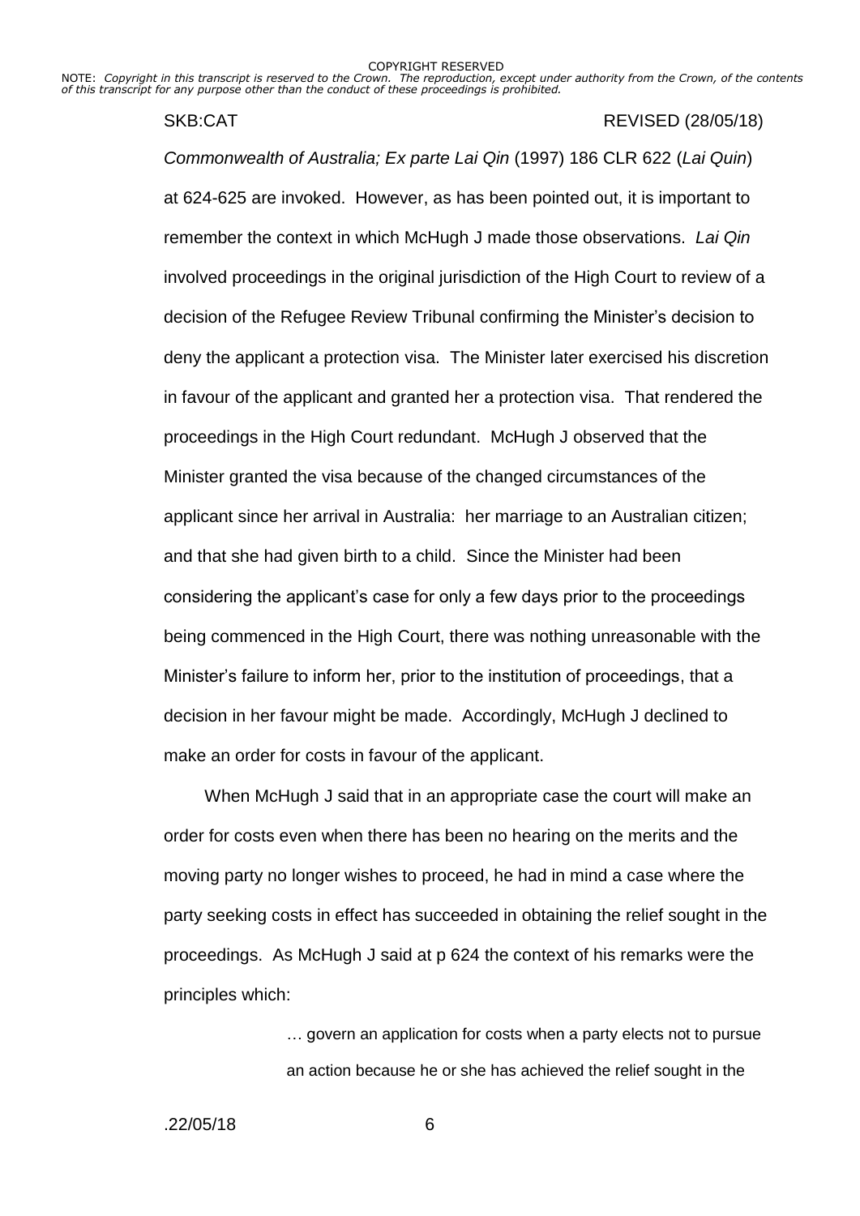*Commonwealth of Australia; Ex parte Lai Qin* (1997) 186 CLR 622 (*Lai Quin*) at 624-625 are invoked. However, as has been pointed out, it is important to remember the context in which McHugh J made those observations. *Lai Qin* involved proceedings in the original jurisdiction of the High Court to review of a decision of the Refugee Review Tribunal confirming the Minister's decision to deny the applicant a protection visa. The Minister later exercised his discretion in favour of the applicant and granted her a protection visa. That rendered the proceedings in the High Court redundant. McHugh J observed that the Minister granted the visa because of the changed circumstances of the applicant since her arrival in Australia: her marriage to an Australian citizen; and that she had given birth to a child. Since the Minister had been considering the applicant's case for only a few days prior to the proceedings being commenced in the High Court, there was nothing unreasonable with the Minister's failure to inform her, prior to the institution of proceedings, that a decision in her favour might be made. Accordingly, McHugh J declined to make an order for costs in favour of the applicant.

When McHugh J said that in an appropriate case the court will make an order for costs even when there has been no hearing on the merits and the moving party no longer wishes to proceed, he had in mind a case where the party seeking costs in effect has succeeded in obtaining the relief sought in the proceedings. As McHugh J said at p 624 the context of his remarks were the principles which:

> … govern an application for costs when a party elects not to pursue an action because he or she has achieved the relief sought in the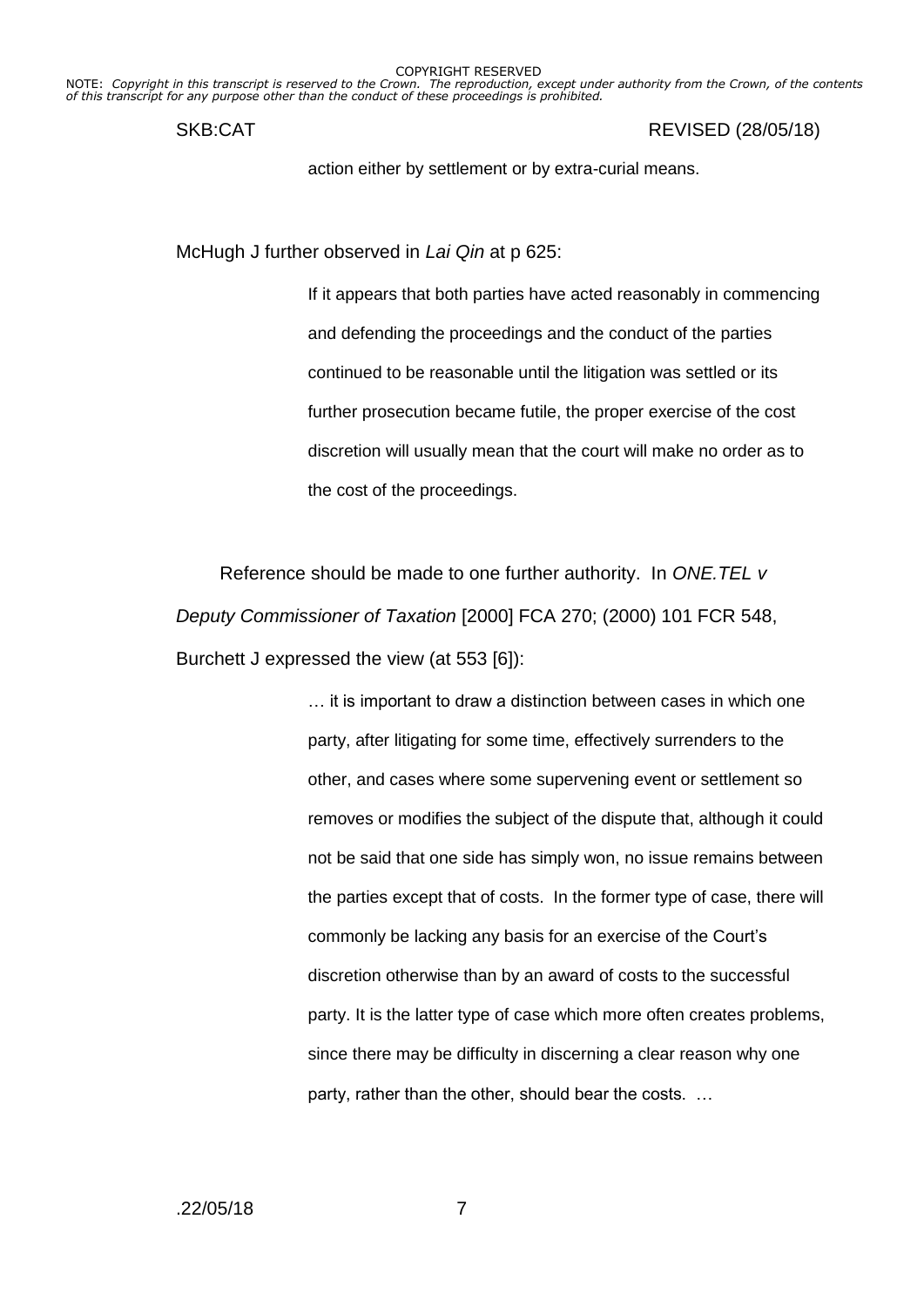action either by settlement or by extra-curial means.

McHugh J further observed in *Lai Qin* at p 625:

> If it appears that both parties have acted reasonably in commencing and defending the proceedings and the conduct of the parties continued to be reasonable until the litigation was settled or its further prosecution became futile, the proper exercise of the cost discretion will usually mean that the court will make no order as to the cost of the proceedings.

Reference should be made to one further authority. In *ONE.TEL v Deputy Commissioner of Taxation* [2000] FCA 270; (2000) 101 FCR 548, Burchett J expressed the view (at 553 [6]):

> … it is important to draw a distinction between cases in which one party, after litigating for some time, effectively surrenders to the other, and cases where some supervening event or settlement so removes or modifies the subject of the dispute that, although it could not be said that one side has simply won, no issue remains between the parties except that of costs. In the former type of case, there will commonly be lacking any basis for an exercise of the Court's discretion otherwise than by an award of costs to the successful party. It is the latter type of case which more often creates problems, since there may be difficulty in discerning a clear reason why one party, rather than the other, should bear the costs. …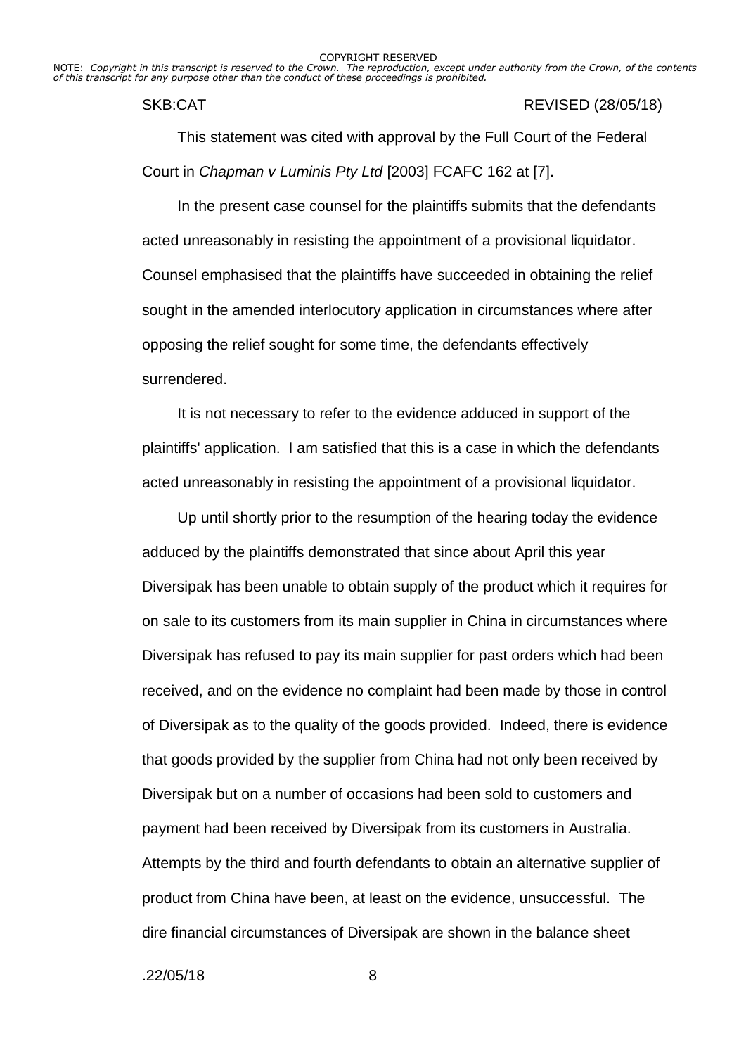This statement was cited with approval by the Full Court of the Federal Court in *Chapman v Luminis Pty Ltd* [2003] FCAFC 162 at [7].

In the present case counsel for the plaintiffs submits that the defendants acted unreasonably in resisting the appointment of a provisional liquidator. Counsel emphasised that the plaintiffs have succeeded in obtaining the relief sought in the amended interlocutory application in circumstances where after opposing the relief sought for some time, the defendants effectively surrendered.

It is not necessary to refer to the evidence adduced in support of the plaintiffs' application. I am satisfied that this is a case in which the defendants acted unreasonably in resisting the appointment of a provisional liquidator.

Up until shortly prior to the resumption of the hearing today the evidence adduced by the plaintiffs demonstrated that since about April this year Diversipak has been unable to obtain supply of the product which it requires for on sale to its customers from its main supplier in China in circumstances where Diversipak has refused to pay its main supplier for past orders which had been received, and on the evidence no complaint had been made by those in control of Diversipak as to the quality of the goods provided. Indeed, there is evidence that goods provided by the supplier from China had not only been received by Diversipak but on a number of occasions had been sold to customers and payment had been received by Diversipak from its customers in Australia. Attempts by the third and fourth defendants to obtain an alternative supplier of product from China have been, at least on the evidence, unsuccessful. The dire financial circumstances of Diversipak are shown in the balance sheet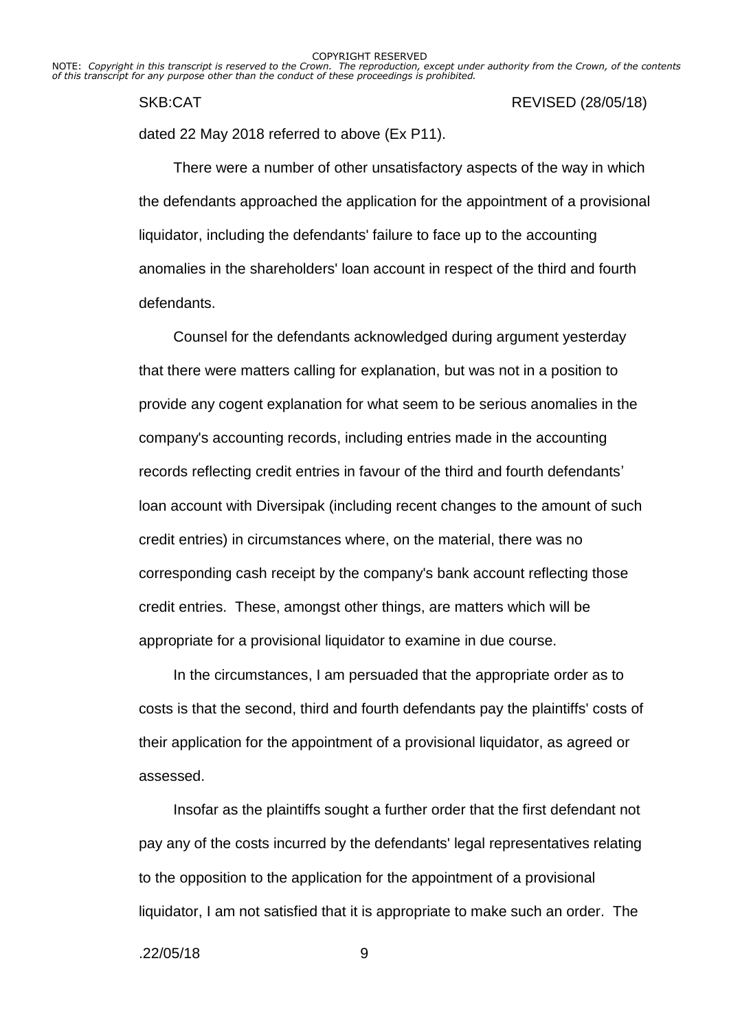dated 22 May 2018 referred to above (Ex P11).

There were a number of other unsatisfactory aspects of the way in which the defendants approached the application for the appointment of a provisional liquidator, including the defendants' failure to face up to the accounting anomalies in the shareholders' loan account in respect of the third and fourth defendants.

Counsel for the defendants acknowledged during argument yesterday that there were matters calling for explanation, but was not in a position to provide any cogent explanation for what seem to be serious anomalies in the company's accounting records, including entries made in the accounting records reflecting credit entries in favour of the third and fourth defendants' loan account with Diversipak (including recent changes to the amount of such credit entries) in circumstances where, on the material, there was no corresponding cash receipt by the company's bank account reflecting those credit entries. These, amongst other things, are matters which will be appropriate for a provisional liquidator to examine in due course.

In the circumstances, I am persuaded that the appropriate order as to costs is that the second, third and fourth defendants pay the plaintiffs' costs of their application for the appointment of a provisional liquidator, as agreed or assessed.

Insofar as the plaintiffs sought a further order that the first defendant not pay any of the costs incurred by the defendants' legal representatives relating to the opposition to the application for the appointment of a provisional liquidator, I am not satisfied that it is appropriate to make such an order. The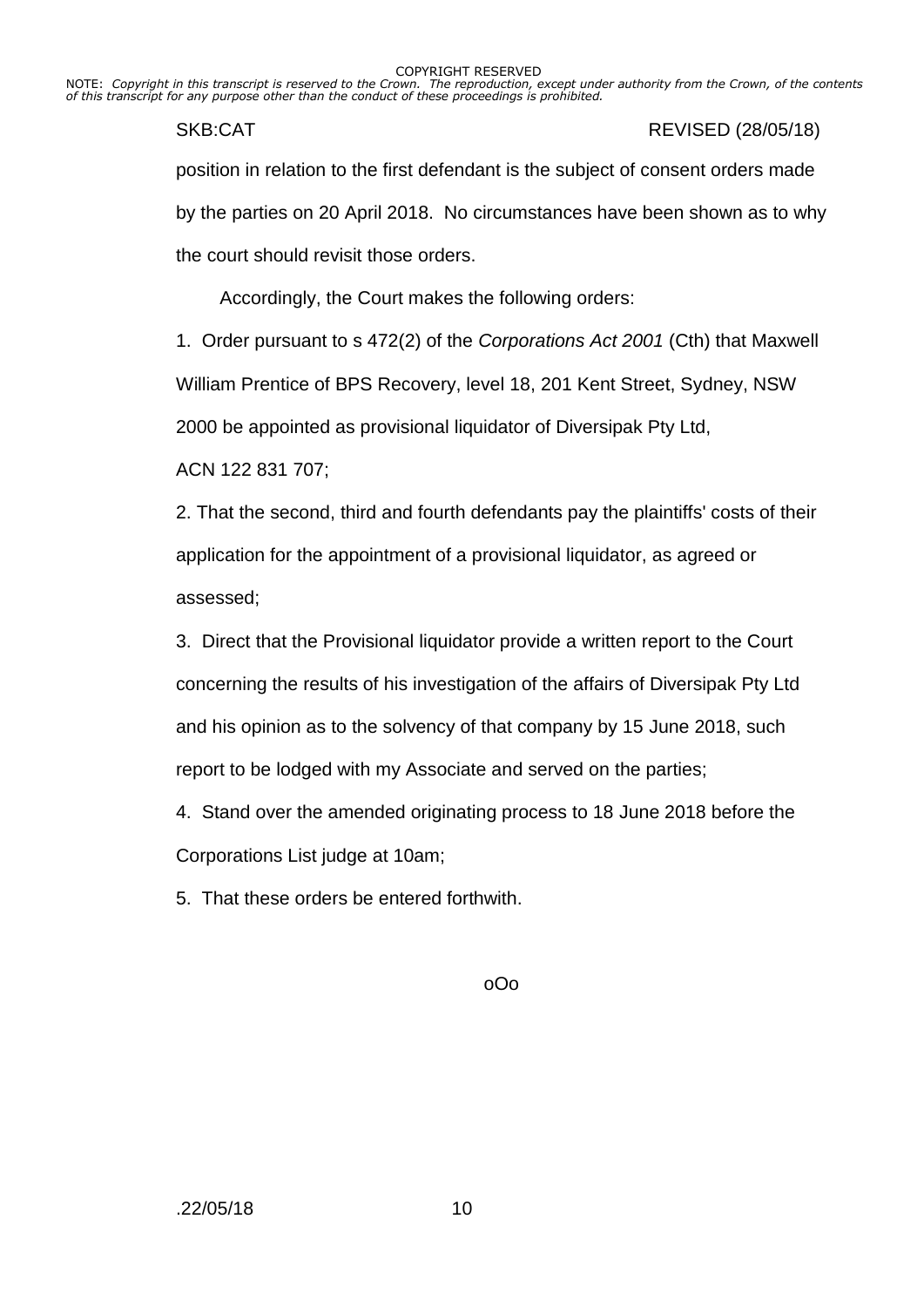position in relation to the first defendant is the subject of consent orders made by the parties on 20 April 2018. No circumstances have been shown as to why the court should revisit those orders.

Accordingly, the Court makes the following orders:

1. Order pursuant to s 472(2) of the *Corporations Act 2001* (Cth) that Maxwell William Prentice of BPS Recovery, level 18, 201 Kent Street, Sydney, NSW 2000 be appointed as provisional liquidator of Diversipak Pty Ltd, ACN 122 831 707;

2. That the second, third and fourth defendants pay the plaintiffs' costs of their application for the appointment of a provisional liquidator, as agreed or assessed;

3. Direct that the Provisional liquidator provide a written report to the Court concerning the results of his investigation of the affairs of Diversipak Pty Ltd and his opinion as to the solvency of that company by 15 June 2018, such report to be lodged with my Associate and served on the parties;

4. Stand over the amended originating process to 18 June 2018 before the Corporations List judge at 10am;

5. That these orders be entered forthwith.

oOo